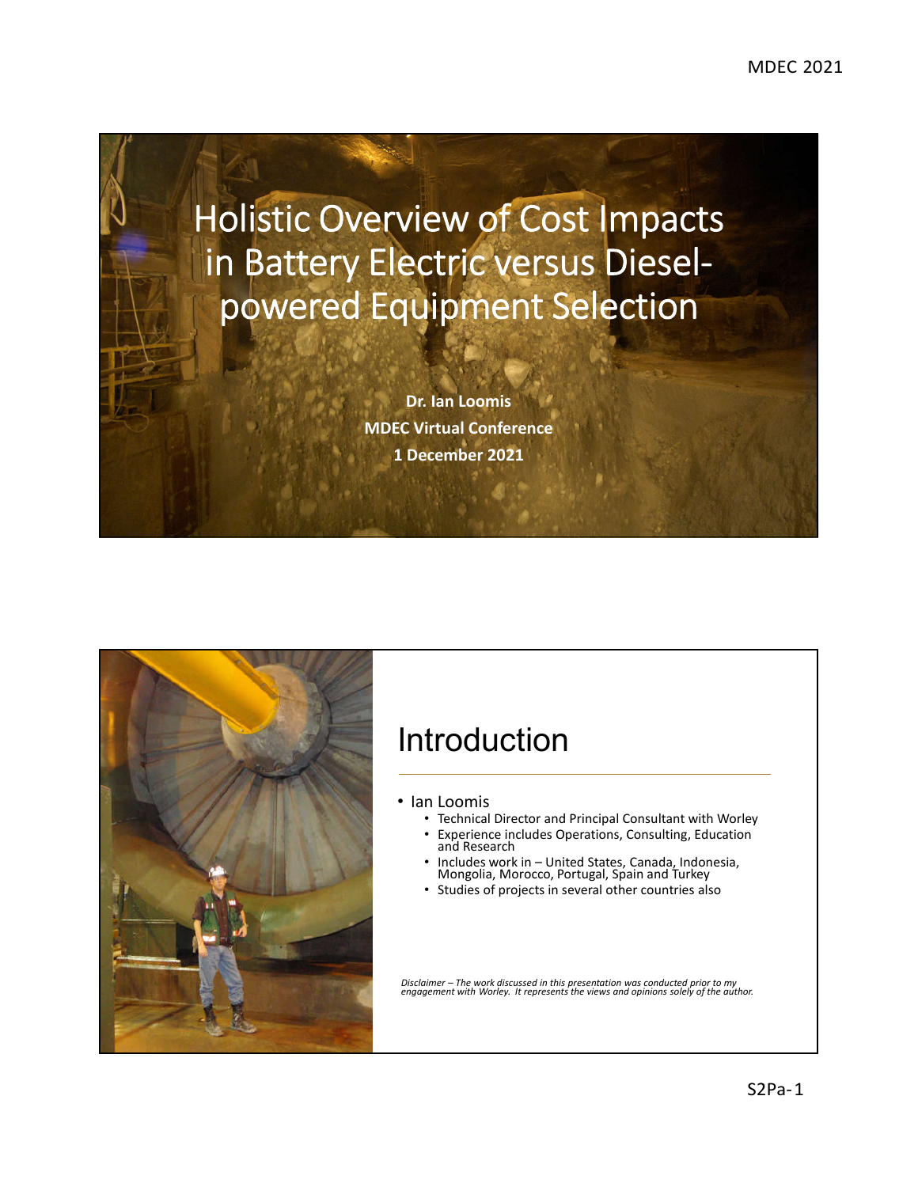# Holistic Overview of Cost Impacts in Battery Electric versus Diesel-powered Equipment Selection

**Dr. Ian Loomis**

**MDEC Virtual Conference**

**1 December 2021**

## Introduction

- Ian Loomis
  - Technical Director and Principal Consultant with Worley
  - Experience includes Operations, Consulting, Education and Research
  - Includes work in – United States, Canada, Indonesia, Mongolia, Morocco, Portugal, Spain and Turkey
  - Studies of projects in several other countries also

*Disclaimer – The work discussed in this presentation was conducted prior to my engagement with Worley. It represents the views and opinions solely of the author.*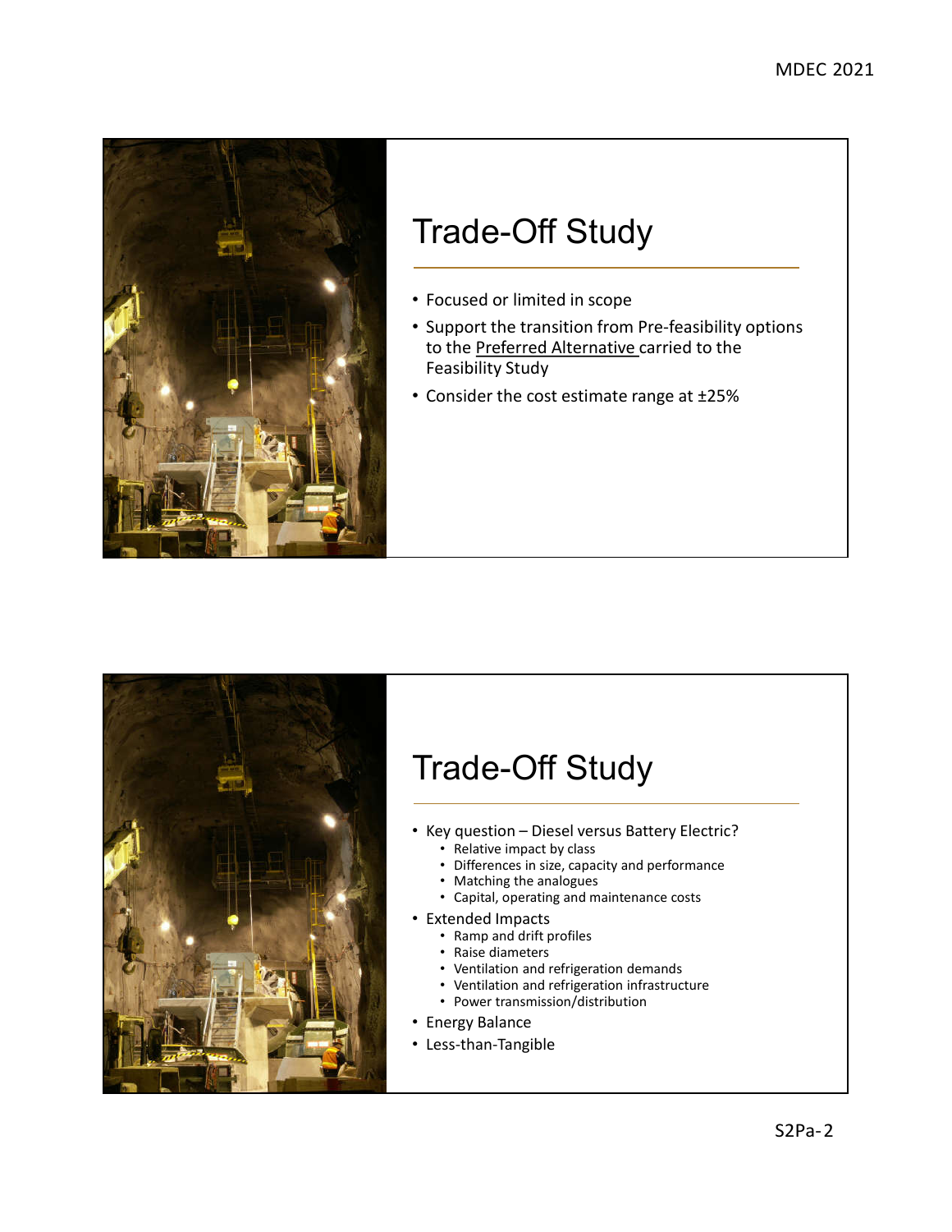## Trade-Off Study

- Focused or limited in scope
- Support the transition from Pre-feasibility options to the Preferred Alternative carried to the Feasibility Study
- Consider the cost estimate range at ±25%

## Trade-Off Study

- Key question – Diesel versus Battery Electric?
  - Relative impact by class
  - Differences in size, capacity and performance
  - Matching the analogues
  - Capital, operating and maintenance costs
- Extended Impacts
  - Ramp and drift profiles
  - Raise diameters
  - Ventilation and refrigeration demands
  - Ventilation and refrigeration infrastructure
  - Power transmission/distribution
- Energy Balance
- Less-than-Tangible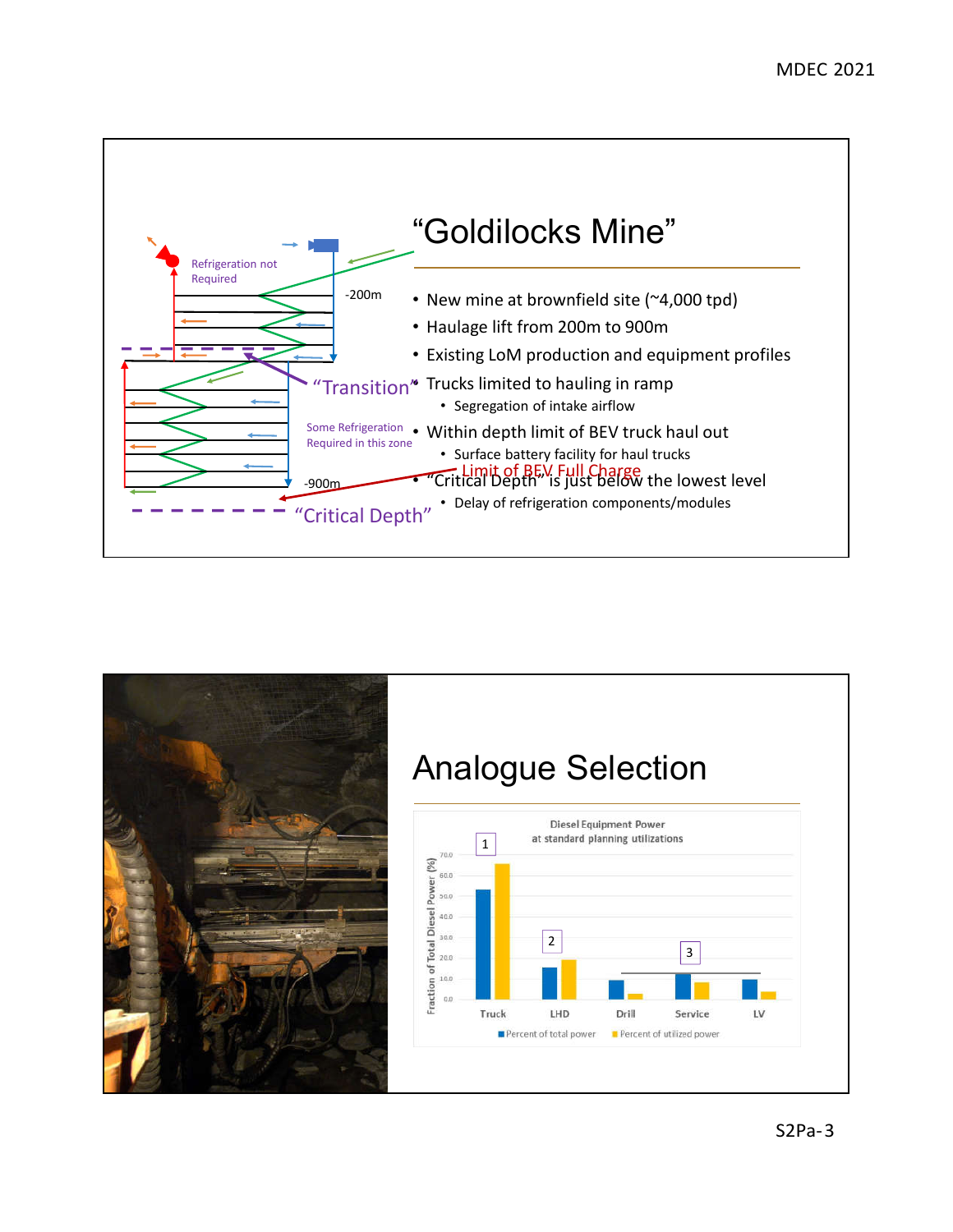# "Goldilocks Mine"

- New mine at brownfield site (~4,000 tpd)
- Haulage lift from 200m to 900m
- Existing LoM production and equipment profiles
- Trucks limited to hauling in ramp
  - Segregation of intake airflow
- Within depth limit of BEV truck haul out
  - Surface battery facility for haul trucks
- "Critical Depth" is just below the lowest level
  - Delay of refrigeration components/modules

Refrigeration not Required

-200m

"Transition"

Some Refrigeration Required in this zone

-900m

Limit of BEV Full Charge

"Critical Depth"

# Analogue Selection

Diesel Equipment Power at standard planning utilizations

Fraction of Total Diesel Power (%)

Truck, LHD, Drill, Service, LV

■ Percent of total power ■ Percent of utilized power

1, 2, 3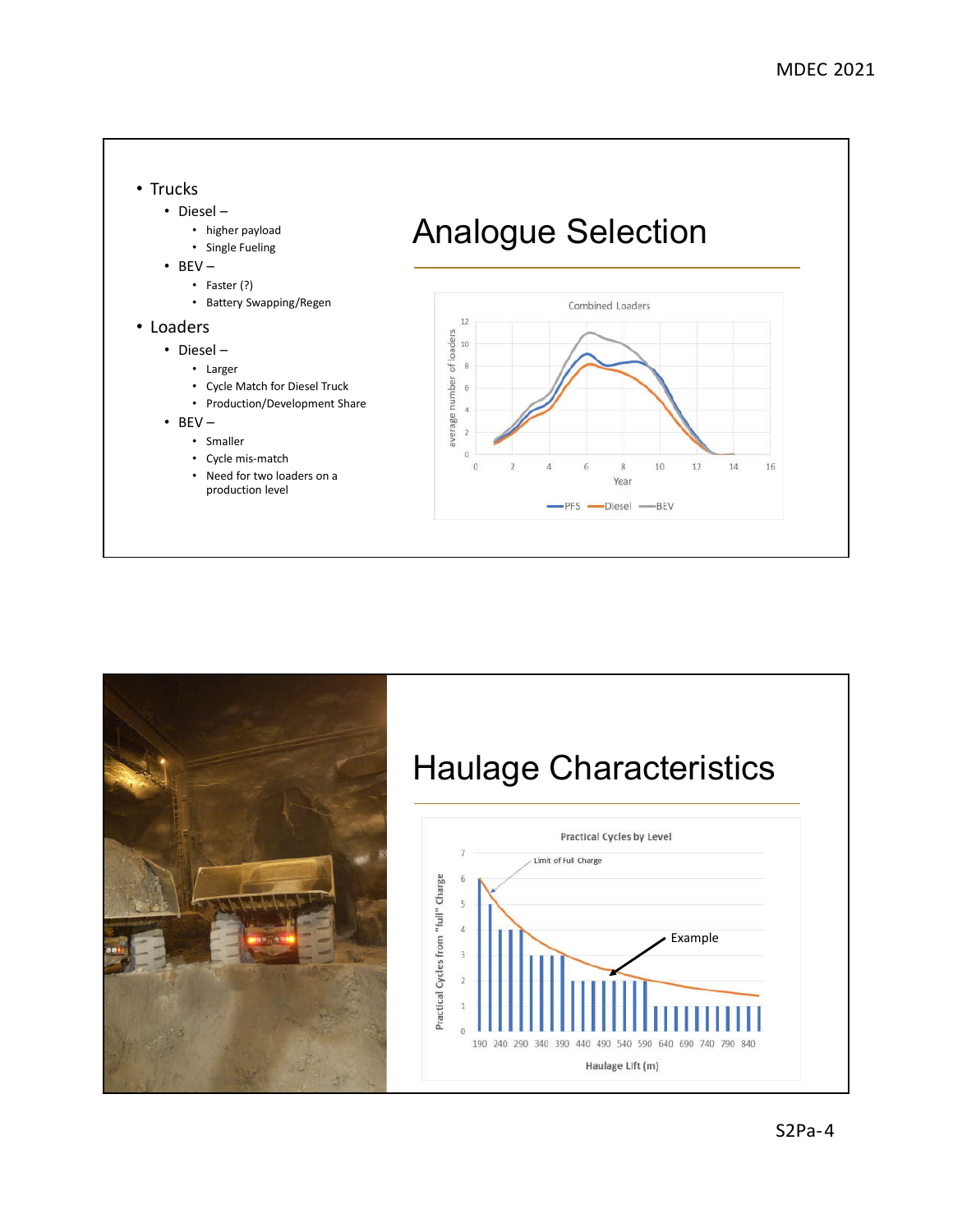## Analogue Selection

- Trucks
  - Diesel –
    - higher payload
    - Single Fueling
  - BEV –
    - Faster (?)
    - Battery Swapping/Regen
- Loaders
  - Diesel –
    - Larger
    - Cycle Match for Diesel Truck
    - Production/Development Share
  - BEV –
    - Smaller
    - Cycle mis-match
    - Need for two loaders on a production level

## Haulage Characteristics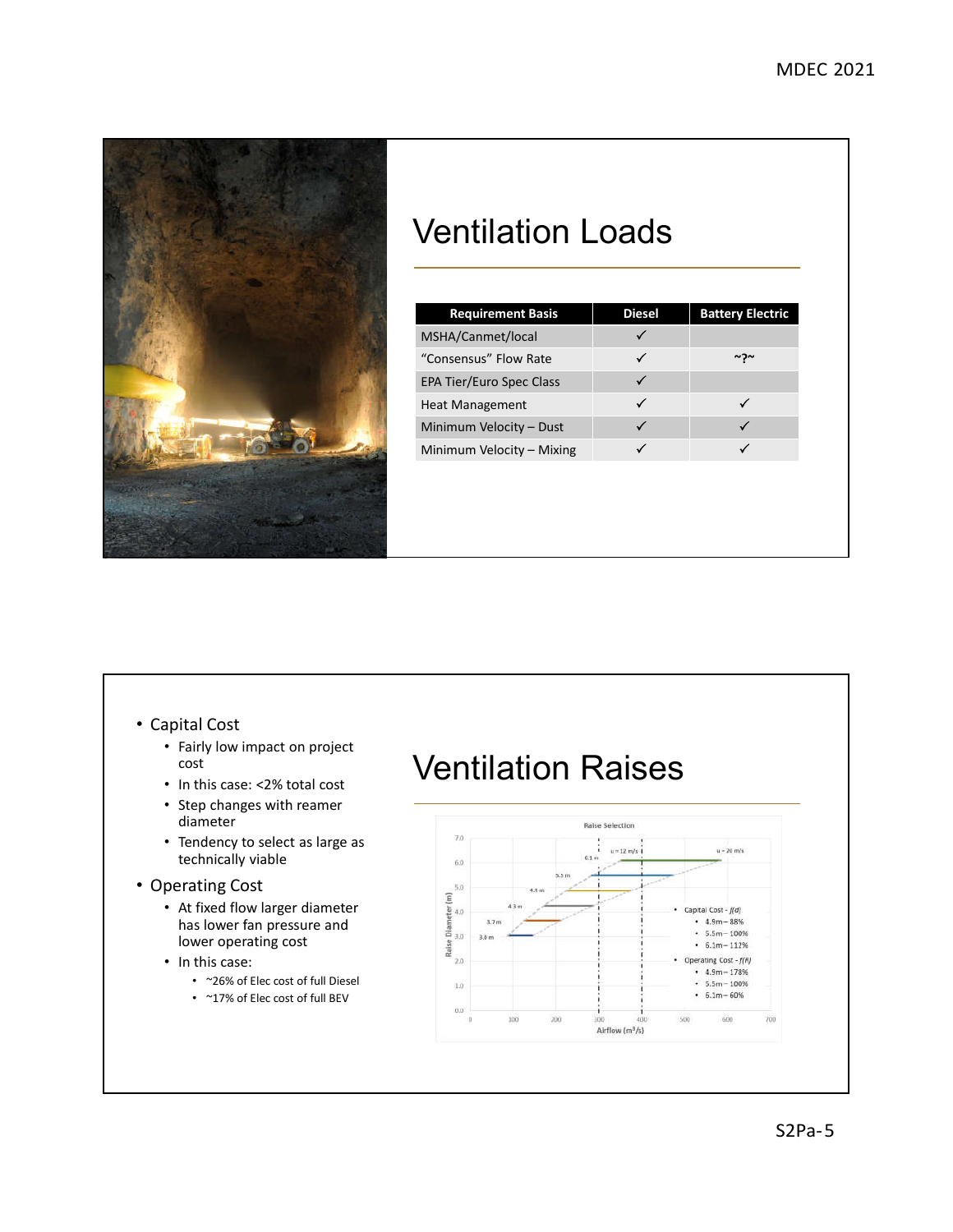# Ventilation Loads

| Requirement Basis | Diesel | Battery Electric |
|---|---|---|
| MSHA/Canmet/local | ✓ | |
| "Consensus" Flow Rate | ✓ | ~?~ |
| EPA Tier/Euro Spec Class | ✓ | |
| Heat Management | ✓ | ✓ |
| Minimum Velocity – Dust | ✓ | ✓ |
| Minimum Velocity – Mixing | ✓ | ✓ |

# Ventilation Raises

- Capital Cost
  - Fairly low impact on project cost
  - In this case: <2% total cost
  - Step changes with reamer diameter
  - Tendency to select as large as technically viable
- Operating Cost
  - At fixed flow larger diameter has lower fan pressure and lower operating cost
  - In this case:
    - ~26% of Elec cost of full Diesel
    - ~17% of Elec cost of full BEV

Raise Selection

- Capital Cost - $f(d)$
  - 4.9m – 88%
  - 5.5m – 100%
  - 6.1m – 112%
- Operating Cost - $f(R)$
  - 4.9m – 178%
  - 5.5m – 100%
  - 6.1m – 60%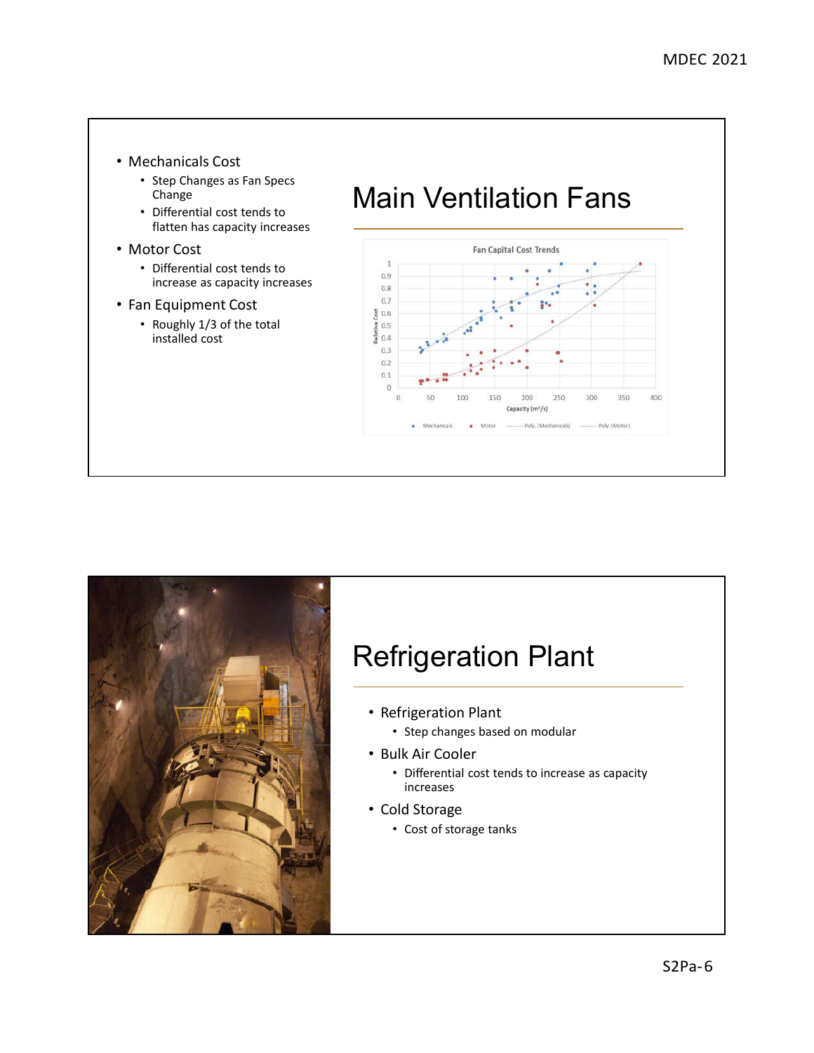## Main Ventilation Fans

- Mechanicals Cost
  - Step Changes as Fan Specs Change
  - Differential cost tends to flatten has capacity increases
- Motor Cost
  - Differential cost tends to increase as capacity increases
- Fan Equipment Cost
  - Roughly 1/3 of the total installed cost

## Refrigeration Plant

- Refrigeration Plant
  - Step changes based on modular
- Bulk Air Cooler
  - Differential cost tends to increase as capacity increases
- Cold Storage
  - Cost of storage tanks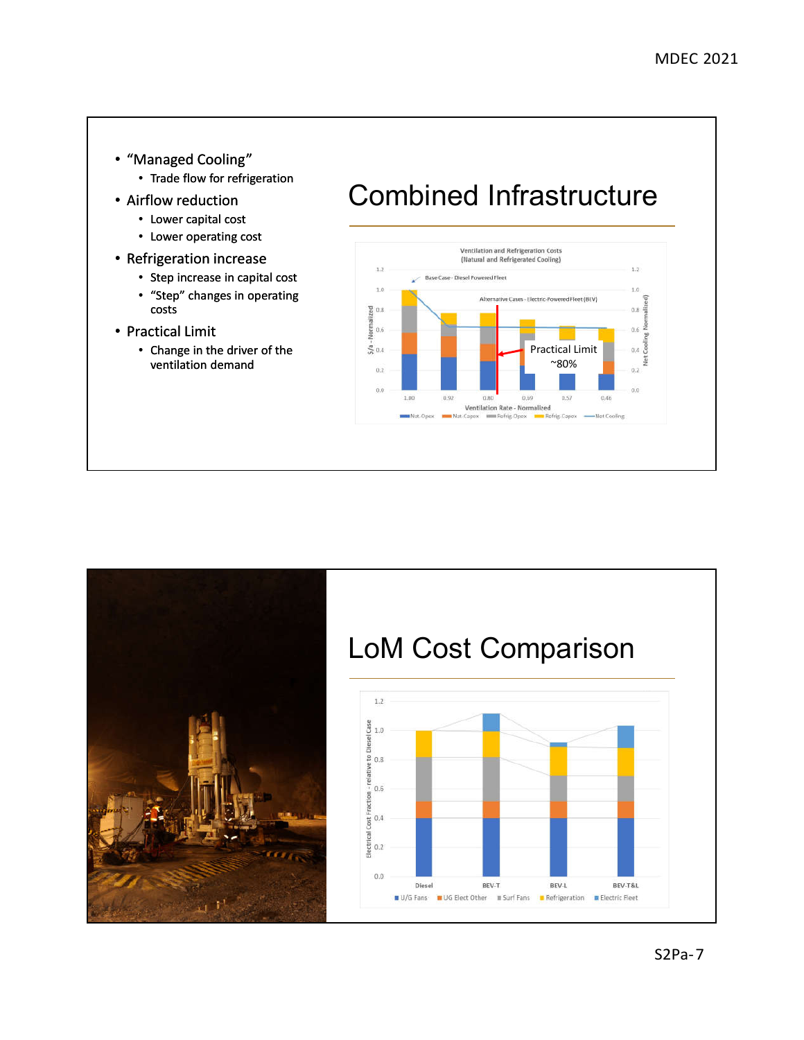## Combined Infrastructure

- "Managed Cooling"
  - Trade flow for refrigeration
- Airflow reduction
  - Lower capital cost
  - Lower operating cost
- Refrigeration increase
  - Step increase in capital cost
  - "Step" changes in operating costs
- Practical Limit
  - Change in the driver of the ventilation demand

Ventilation and Refrigeration Costs (Natural and Refrigerated Cooling)

Base Case - Diesel Powered Fleet

Alternative Cases - Electric-Powered Fleet (BEV)

Practical Limit ~80%

Ventilation Rate - Normalized: 1.00, 0.92, 0.80, 0.69, 0.57, 0.46

Nat. Opex, Nat. Capex, Refrig. Opex, Refrig. Capex, Net Cooling

## LoM Cost Comparison

Electrical Cost Fraction - relative to Diesel Case

Diesel, BEV-T, BEV-L, BEV-T&L

U/G Fans, UG Elect Other, Surf Fans, Refrigeration, Electric Fleet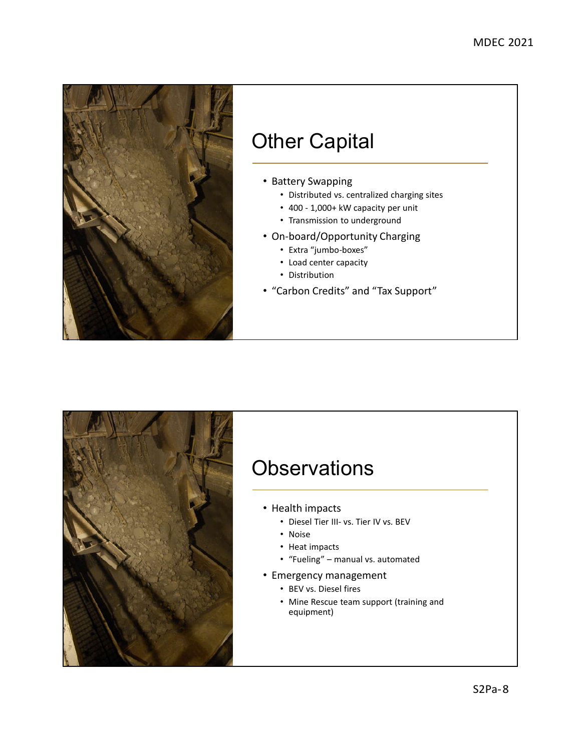# Other Capital

- Battery Swapping
  - Distributed vs. centralized charging sites
  - 400 - 1,000+ kW capacity per unit
  - Transmission to underground
- On-board/Opportunity Charging
  - Extra "jumbo-boxes"
  - Load center capacity
  - Distribution
- "Carbon Credits" and "Tax Support"

# Observations

- Health impacts
  - Diesel Tier III- vs. Tier IV vs. BEV
  - Noise
  - Heat impacts
  - "Fueling" – manual vs. automated
- Emergency management
  - BEV vs. Diesel fires
  - Mine Rescue team support (training and equipment)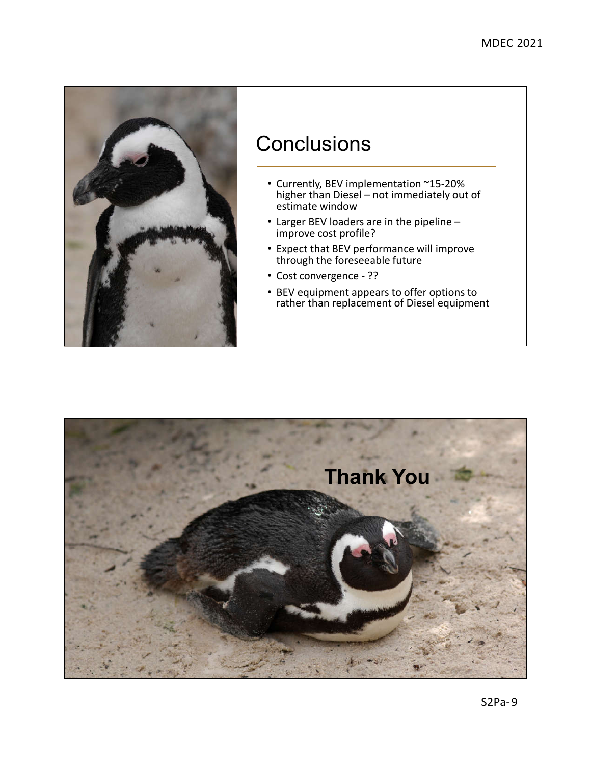# Conclusions

- Currently, BEV implementation ~15-20% higher than Diesel – not immediately out of estimate window
- Larger BEV loaders are in the pipeline – improve cost profile?
- Expect that BEV performance will improve through the foreseeable future
- Cost convergence - ??
- BEV equipment appears to offer options to rather than replacement of Diesel equipment

# Thank You